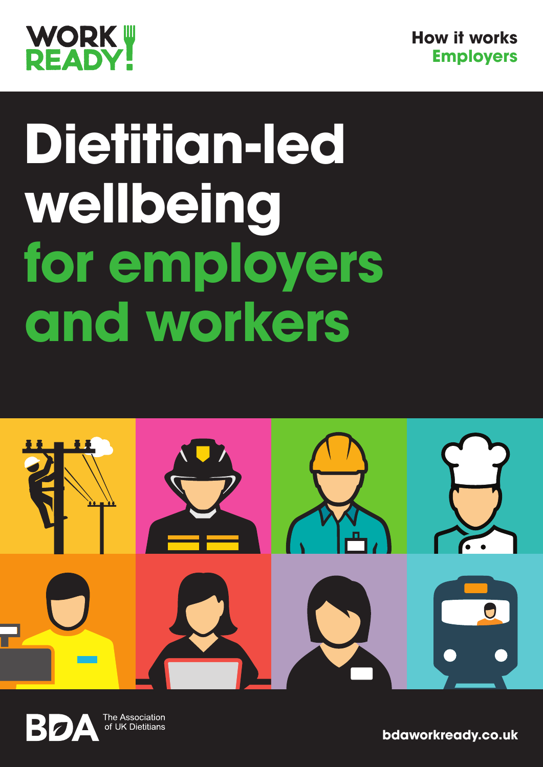WORK READY!

**How it works**
**Employers**

# Dietitian-led wellbeing for employers and workers

BDA The Association of UK Dietitians

bdaworkready.co.uk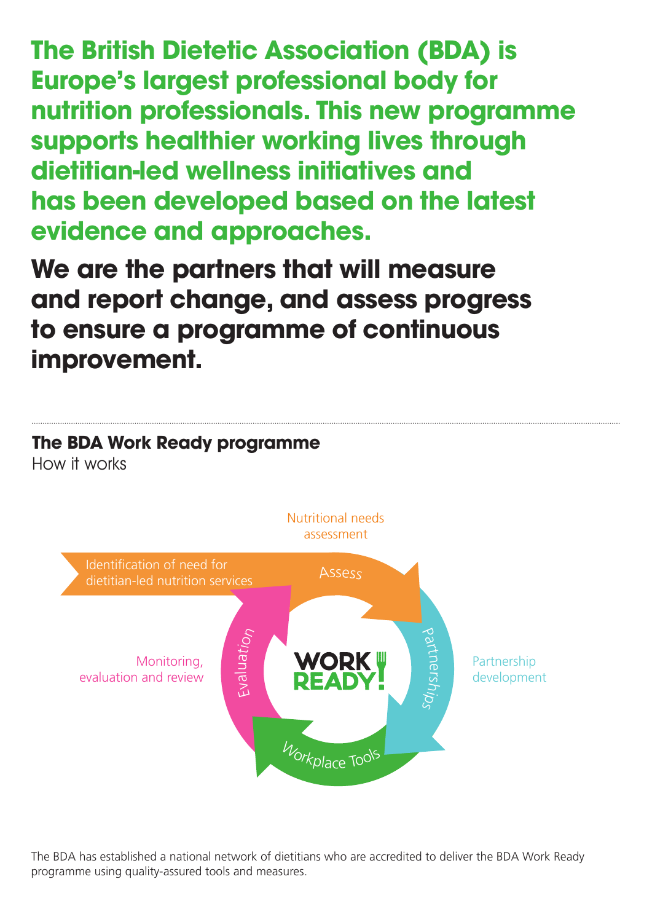**The British Dietetic Association (BDA) is Europe's largest professional body for nutrition professionals. This new programme supports healthier working lives through dietitian-led wellness initiatives and has been developed based on the latest evidence and approaches.**

**We are the partners that will measure and report change, and assess progress to ensure a programme of continuous improvement.**

---

## The BDA Work Ready programme

How it works

Identification of need for dietitian-led nutrition services

Nutritional needs assessment — Assess

Partnership development — Partnerships

Workplace Tools

Monitoring, evaluation and review — Evaluation

WORK READY!

The BDA has established a national network of dietitians who are accredited to deliver the BDA Work Ready programme using quality-assured tools and measures.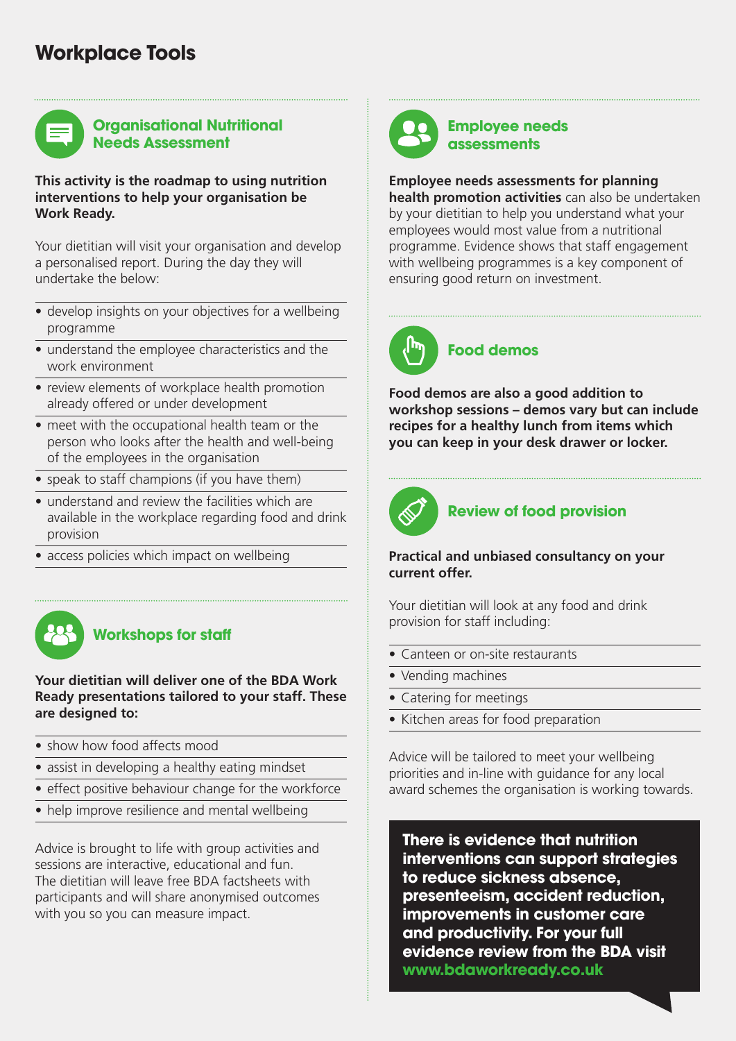# Workplace Tools

## Organisational Nutritional Needs Assessment

**This activity is the roadmap to using nutrition interventions to help your organisation be Work Ready.**

Your dietitian will visit your organisation and develop a personalised report. During the day they will undertake the below:

- develop insights on your objectives for a wellbeing programme
- understand the employee characteristics and the work environment
- review elements of workplace health promotion already offered or under development
- meet with the occupational health team or the person who looks after the health and well-being of the employees in the organisation
- speak to staff champions (if you have them)
- understand and review the facilities which are available in the workplace regarding food and drink provision
- access policies which impact on wellbeing

## Workshops for staff

**Your dietitian will deliver one of the BDA Work Ready presentations tailored to your staff. These are designed to:**

- show how food affects mood
- assist in developing a healthy eating mindset
- effect positive behaviour change for the workforce
- help improve resilience and mental wellbeing

Advice is brought to life with group activities and sessions are interactive, educational and fun. The dietitian will leave free BDA factsheets with participants and will share anonymised outcomes with you so you can measure impact.

## Employee needs assessments

**Employee needs assessments for planning health promotion activities** can also be undertaken by your dietitian to help you understand what your employees would most value from a nutritional programme. Evidence shows that staff engagement with wellbeing programmes is a key component of ensuring good return on investment.

## Food demos

**Food demos are also a good addition to workshop sessions – demos vary but can include recipes for a healthy lunch from items which you can keep in your desk drawer or locker.**

## Review of food provision

**Practical and unbiased consultancy on your current offer.**

Your dietitian will look at any food and drink provision for staff including:

- Canteen or on-site restaurants
- Vending machines
- Catering for meetings
- Kitchen areas for food preparation

Advice will be tailored to meet your wellbeing priorities and in-line with guidance for any local award schemes the organisation is working towards.

**There is evidence that nutrition interventions can support strategies to reduce sickness absence, presenteeism, accident reduction, improvements in customer care and productivity. For your full evidence review from the BDA visit www.bdaworkready.co.uk**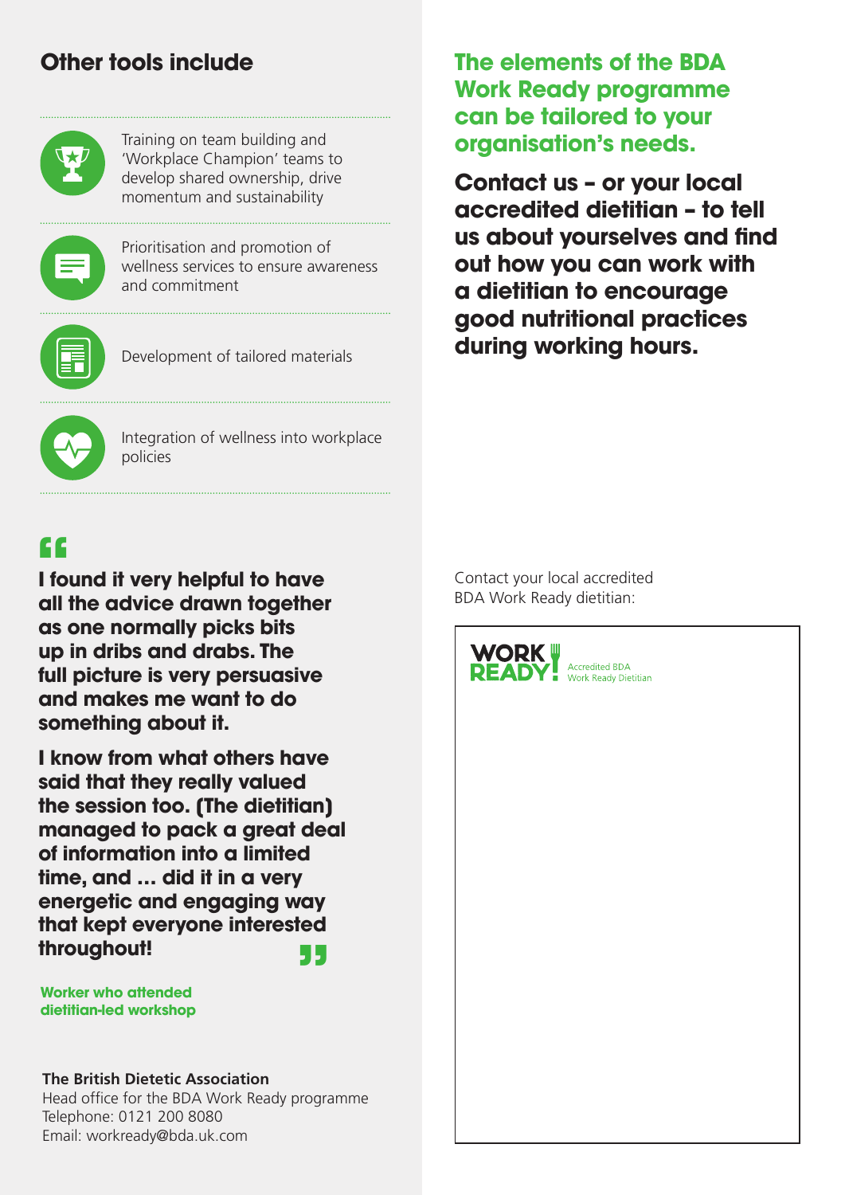## Other tools include

- Training on team building and 'Workplace Champion' teams to develop shared ownership, drive momentum and sustainability
- Prioritisation and promotion of wellness services to ensure awareness and commitment
- Development of tailored materials
- Integration of wellness into workplace policies

> **I found it very helpful to have all the advice drawn together as one normally picks bits up in dribs and drabs. The full picture is very persuasive and makes me want to do something about it.**
>
> **I know from what others have said that they really valued the session too. (The dietitian) managed to pack a great deal of information into a limited time, and … did it in a very energetic and engaging way that kept everyone interested throughout!**

**Worker who attended dietitian-led workshop**

**The British Dietetic Association**
Head office for the BDA Work Ready programme
Telephone: 0121 200 8080
Email: workready@bda.uk.com

### The elements of the BDA Work Ready programme can be tailored to your organisation's needs.

**Contact us – or your local accredited dietitian – to tell us about yourselves and find out how you can work with a dietitian to encourage good nutritional practices during working hours.**

Contact your local accredited BDA Work Ready dietitian:

WORK READY! Accredited BDA Work Ready Dietitian